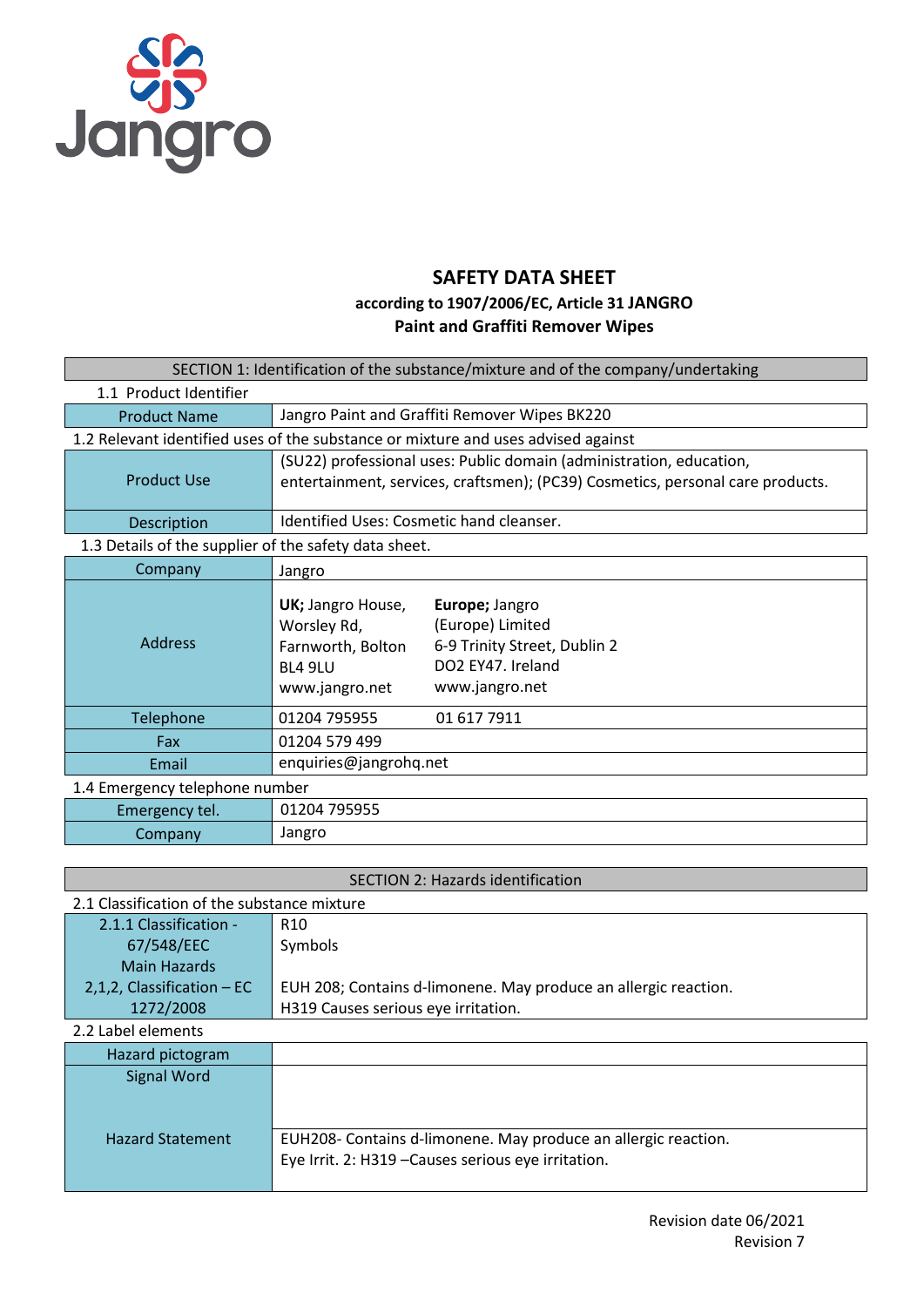# SAFETY DATA SHEET

**according to 1907/2006/EC, Article 31 JANGRO**

**Paint and Graffiti Remover Wipes**

| SECTION 1: Identification of the substance/mixture and of the company/undertaking | | |
|---|---|---|
| 1.1 Product Identifier | | |
| Product Name | Jangro Paint and Graffiti Remover Wipes BK220 | |
| 1.2 Relevant identified uses of the substance or mixture and uses advised against | | |
| Product Use | (SU22) professional uses: Public domain (administration, education, entertainment, services, craftsmen); (PC39) Cosmetics, personal care products. | |
| Description | Identified Uses: Cosmetic hand cleanser. | |
| 1.3 Details of the supplier of the safety data sheet. | | |
| Company | Jangro | |
| Address | **UK;** Jangro House, Worsley Rd, Farnworth, Bolton BL4 9LU www.jangro.net | **Europe;** Jangro (Europe) Limited 6-9 Trinity Street, Dublin 2 DO2 EY47. Ireland www.jangro.net |
| Telephone | 01204 795955 | 01 617 7911 |
| Fax | 01204 579 499 | |
| Email | enquiries@jangrohq.net | |
| 1.4 Emergency telephone number | | |
| Emergency tel. | 01204 795955 | |
| Company | Jangro | |

| SECTION 2: Hazards identification | |
|---|---|
| 2.1 Classification of the substance mixture | |
| 2.1.1 Classification - 67/548/EEC Main Hazards | R10 Symbols |
| 2,1,2, Classification – EC 1272/2008 | EUH 208; Contains d-limonene. May produce an allergic reaction. H319 Causes serious eye irritation. |
| 2.2 Label elements | |
| Hazard pictogram | |
| Signal Word | |
| Hazard Statement | EUH208- Contains d-limonene. May produce an allergic reaction. Eye Irrit. 2: H319 –Causes serious eye irritation. |

Revision date 06/2021
Revision 7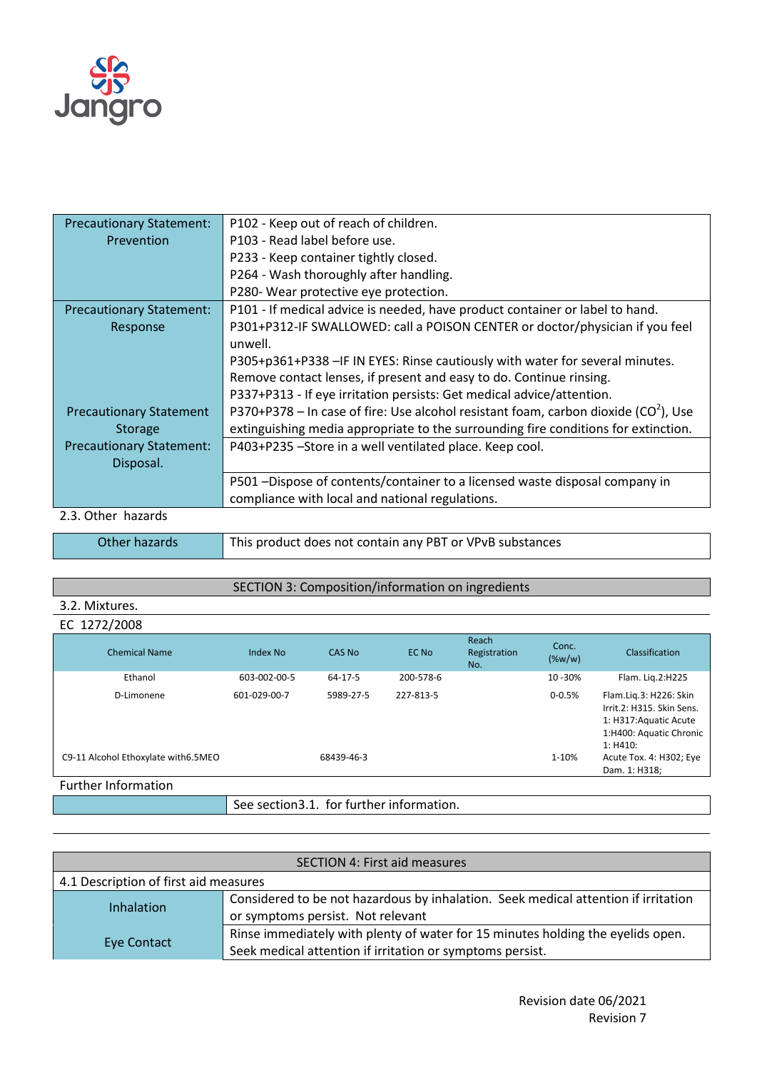| | |
|---|---|
| Precautionary Statement: Prevention | P102 - Keep out of reach of children.<br>P103 - Read label before use.<br>P233 - Keep container tightly closed.<br>P264 - Wash thoroughly after handling.<br>P280- Wear protective eye protection. |
| Precautionary Statement: Response | P101 - If medical advice is needed, have product container or label to hand.<br>P301+P312-IF SWALLOWED: call a POISON CENTER or doctor/physician if you feel unwell.<br>P305+p361+P338 –IF IN EYES: Rinse cautiously with water for several minutes. Remove contact lenses, if present and easy to do. Continue rinsing.<br>P337+P313 - If eye irritation persists: Get medical advice/attention. |
| Precautionary Statement Storage | P370+P378 – In case of fire: Use alcohol resistant foam, carbon dioxide ($CO^2$), Use extinguishing media appropriate to the surrounding fire conditions for extinction. |
| Precautionary Statement: Disposal. | P403+P235 –Store in a well ventilated place. Keep cool. |
| | P501 –Dispose of contents/container to a licensed waste disposal company in compliance with local and national regulations. |

2.3. Other hazards

| | |
|---|---|
| Other hazards | This product does not contain any PBT or VPvB substances |

## SECTION 3: Composition/information on ingredients

3.2. Mixtures.

EC 1272/2008

| Chemical Name | Index No | CAS No | EC No | Reach Registration No. | Conc. (%w/w) | Classification |
|---|---|---|---|---|---|---|
| Ethanol | 603-002-00-5 | 64-17-5 | 200-578-6 | | 10 -30% | Flam. Liq.2:H225 |
| D-Limonene | 601-029-00-7 | 5989-27-5 | 227-813-5 | | 0-0.5% | Flam.Liq.3: H226: Skin Irrit.2: H315. Skin Sens. 1: H317:Aquatic Acute 1:H400: Aquatic Chronic 1: H410: |
| C9-11 Alcohol Ethoxylate with6.5MEO | | 68439-46-3 | | | 1-10% | Acute Tox. 4: H302; Eye Dam. 1: H318; |

Further Information

| | |
|---|---|
| | See section3.1. for further information. |

## SECTION 4: First aid measures

4.1 Description of first aid measures

| | |
|---|---|
| Inhalation | Considered to be not hazardous by inhalation. Seek medical attention if irritation or symptoms persist. Not relevant |
| Eye Contact | Rinse immediately with plenty of water for 15 minutes holding the eyelids open. Seek medical attention if irritation or symptoms persist. |

Revision date 06/2021
Revision 7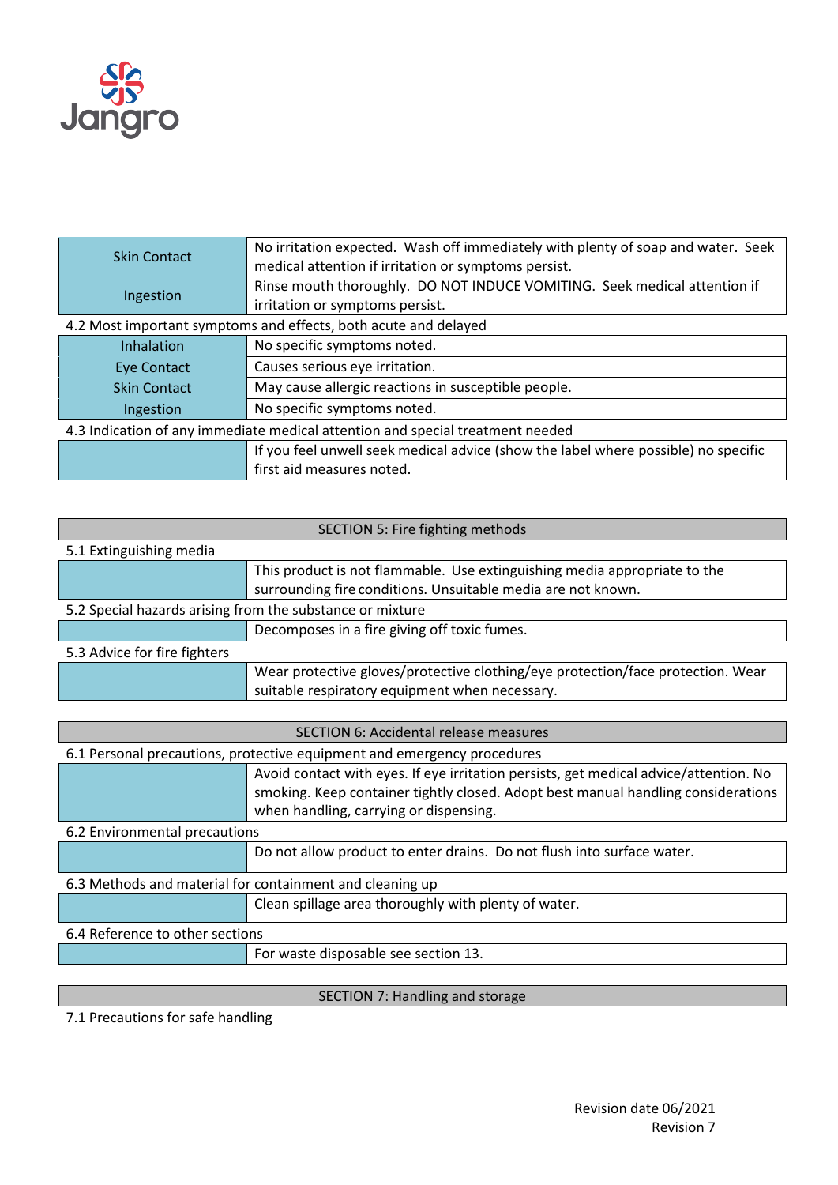| | |
|---|---|
| Skin Contact | No irritation expected. Wash off immediately with plenty of soap and water. Seek medical attention if irritation or symptoms persist. |
| Ingestion | Rinse mouth thoroughly. DO NOT INDUCE VOMITING. Seek medical attention if irritation or symptoms persist. |

4.2 Most important symptoms and effects, both acute and delayed

| | |
|---|---|
| Inhalation | No specific symptoms noted. |
| Eye Contact | Causes serious eye irritation. |
| Skin Contact | May cause allergic reactions in susceptible people. |
| Ingestion | No specific symptoms noted. |

4.3 Indication of any immediate medical attention and special treatment needed

| | |
|---|---|
| | If you feel unwell seek medical advice (show the label where possible) no specific first aid measures noted. |

## SECTION 5: Fire fighting methods

5.1 Extinguishing media

| | |
|---|---|
| | This product is not flammable. Use extinguishing media appropriate to the surrounding fire conditions. Unsuitable media are not known. |

5.2 Special hazards arising from the substance or mixture

| | |
|---|---|
| | Decomposes in a fire giving off toxic fumes. |

5.3 Advice for fire fighters

| | |
|---|---|
| | Wear protective gloves/protective clothing/eye protection/face protection. Wear suitable respiratory equipment when necessary. |

## SECTION 6: Accidental release measures

6.1 Personal precautions, protective equipment and emergency procedures

| | |
|---|---|
| | Avoid contact with eyes. If eye irritation persists, get medical advice/attention. No smoking. Keep container tightly closed. Adopt best manual handling considerations when handling, carrying or dispensing. |

6.2 Environmental precautions

| | |
|---|---|
| | Do not allow product to enter drains. Do not flush into surface water. |

6.3 Methods and material for containment and cleaning up

| | |
|---|---|
| | Clean spillage area thoroughly with plenty of water. |

6.4 Reference to other sections

| | |
|---|---|
| | For waste disposable see section 13. |

## SECTION 7: Handling and storage

7.1 Precautions for safe handling

Revision date 06/2021
Revision 7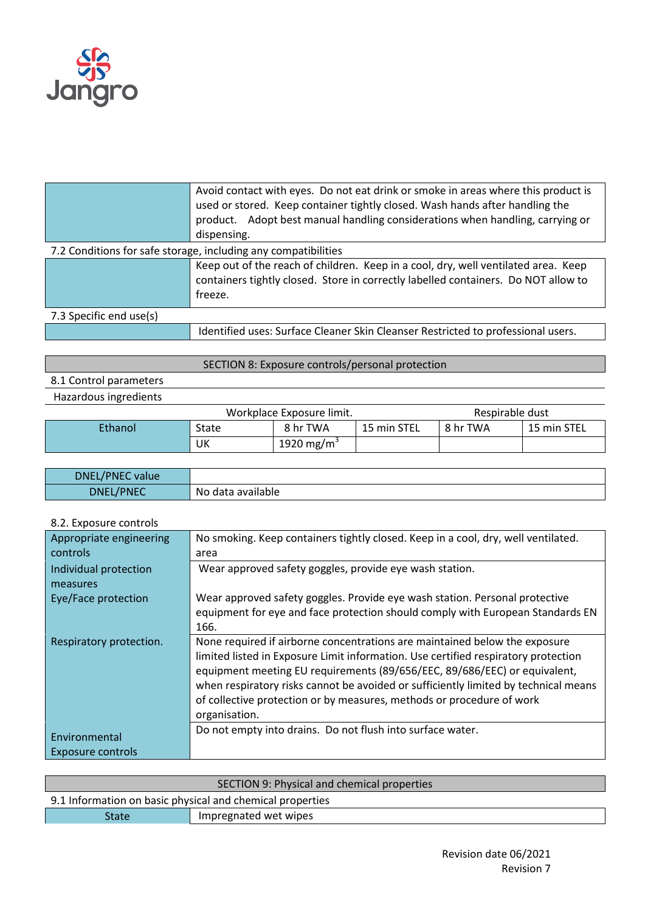| | |
|---|---|
| | Avoid contact with eyes. Do not eat drink or smoke in areas where this product is used or stored. Keep container tightly closed. Wash hands after handling the product. Adopt best manual handling considerations when handling, carrying or dispensing. |

7.2 Conditions for safe storage, including any compatibilities

| | |
|---|---|
| | Keep out of the reach of children. Keep in a cool, dry, well ventilated area. Keep containers tightly closed. Store in correctly labelled containers. Do NOT allow to freeze. |

7.3 Specific end use(s)

| | |
|---|---|
| | Identified uses: Surface Cleaner Skin Cleanser Restricted to professional users. |

## SECTION 8: Exposure controls/personal protection

8.1 Control parameters

Hazardous ingredients

| | Workplace Exposure limit. | | | Respirable dust | |
|---|---|---|---|---|---|
| Ethanol | State | 8 hr TWA | 15 min STEL | 8 hr TWA | 15 min STEL |
| | UK | 1920 mg/m$^3$ | | | |

| DNEL/PNEC value | |
|---|---|
| DNEL/PNEC | No data available |

8.2. Exposure controls

| | |
|---|---|
| Appropriate engineering controls | No smoking. Keep containers tightly closed. Keep in a cool, dry, well ventilated. area |
| Individual protection measures<br>Eye/Face protection | Wear approved safety goggles, provide eye wash station.<br><br>Wear approved safety goggles. Provide eye wash station. Personal protective equipment for eye and face protection should comply with European Standards EN 166. |
| Respiratory protection. | None required if airborne concentrations are maintained below the exposure limited listed in Exposure Limit information. Use certified respiratory protection equipment meeting EU requirements (89/656/EEC, 89/686/EEC) or equivalent, when respiratory risks cannot be avoided or sufficiently limited by technical means of collective protection or by measures, methods or procedure of work organisation. |
| Environmental Exposure controls | Do not empty into drains. Do not flush into surface water. |

## SECTION 9: Physical and chemical properties

9.1 Information on basic physical and chemical properties

| | |
|---|---|
| State | Impregnated wet wipes |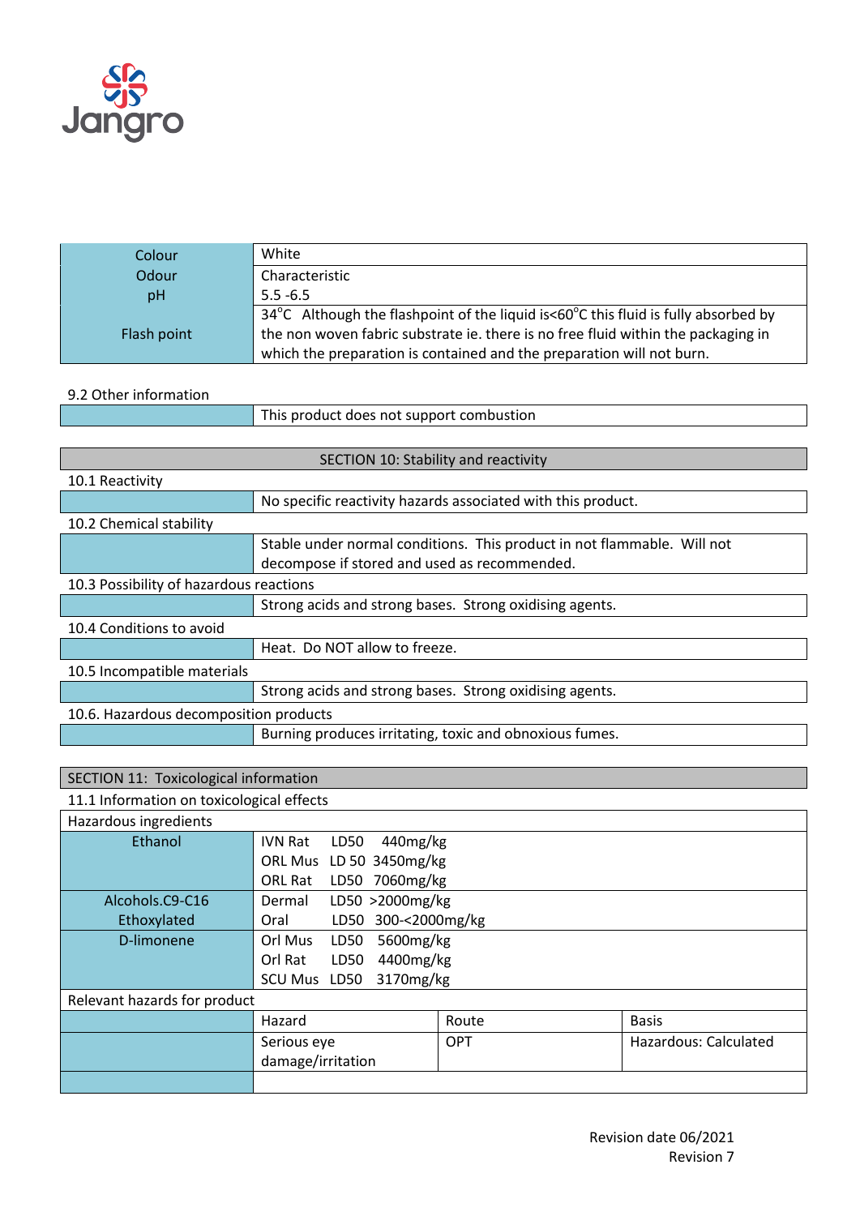| | |
|---|---|
| Colour | White |
| Odour | Characteristic |
| pH | 5.5 -6.5 |
| Flash point | 34°C Although the flashpoint of the liquid is<60°C this fluid is fully absorbed by the non woven fabric substrate ie. there is no free fluid within the packaging in which the preparation is contained and the preparation will not burn. |

9.2 Other information

| | |
|---|---|
| | This product does not support combustion |

## SECTION 10: Stability and reactivity

10.1 Reactivity

| | |
|---|---|
| | No specific reactivity hazards associated with this product. |

10.2 Chemical stability

| | |
|---|---|
| | Stable under normal conditions. This product in not flammable. Will not decompose if stored and used as recommended. |

10.3 Possibility of hazardous reactions

| | |
|---|---|
| | Strong acids and strong bases. Strong oxidising agents. |

10.4 Conditions to avoid

| | |
|---|---|
| | Heat. Do NOT allow to freeze. |

10.5 Incompatible materials

| | |
|---|---|
| | Strong acids and strong bases. Strong oxidising agents. |

10.6. Hazardous decomposition products

| | |
|---|---|
| | Burning produces irritating, toxic and obnoxious fumes. |

## SECTION 11: Toxicological information

11.1 Information on toxicological effects

| Hazardous ingredients | | | |
|---|---|---|---|
| Ethanol | IVN Rat LD50 440mg/kg<br>ORL Mus LD 50 3450mg/kg<br>ORL Rat LD50 7060mg/kg | | |
| Alcohols.C9-C16 Ethoxylated | Dermal LD50 >2000mg/kg<br>Oral LD50 300-<2000mg/kg | | |
| D-limonene | Orl Mus LD50 5600mg/kg<br>Orl Rat LD50 4400mg/kg<br>SCU Mus LD50 3170mg/kg | | |
| **Relevant hazards for product** | | | |
| | Hazard | Route | Basis |
| | Serious eye damage/irritation | OPT | Hazardous: Calculated |
| | | | |

Revision date 06/2021
Revision 7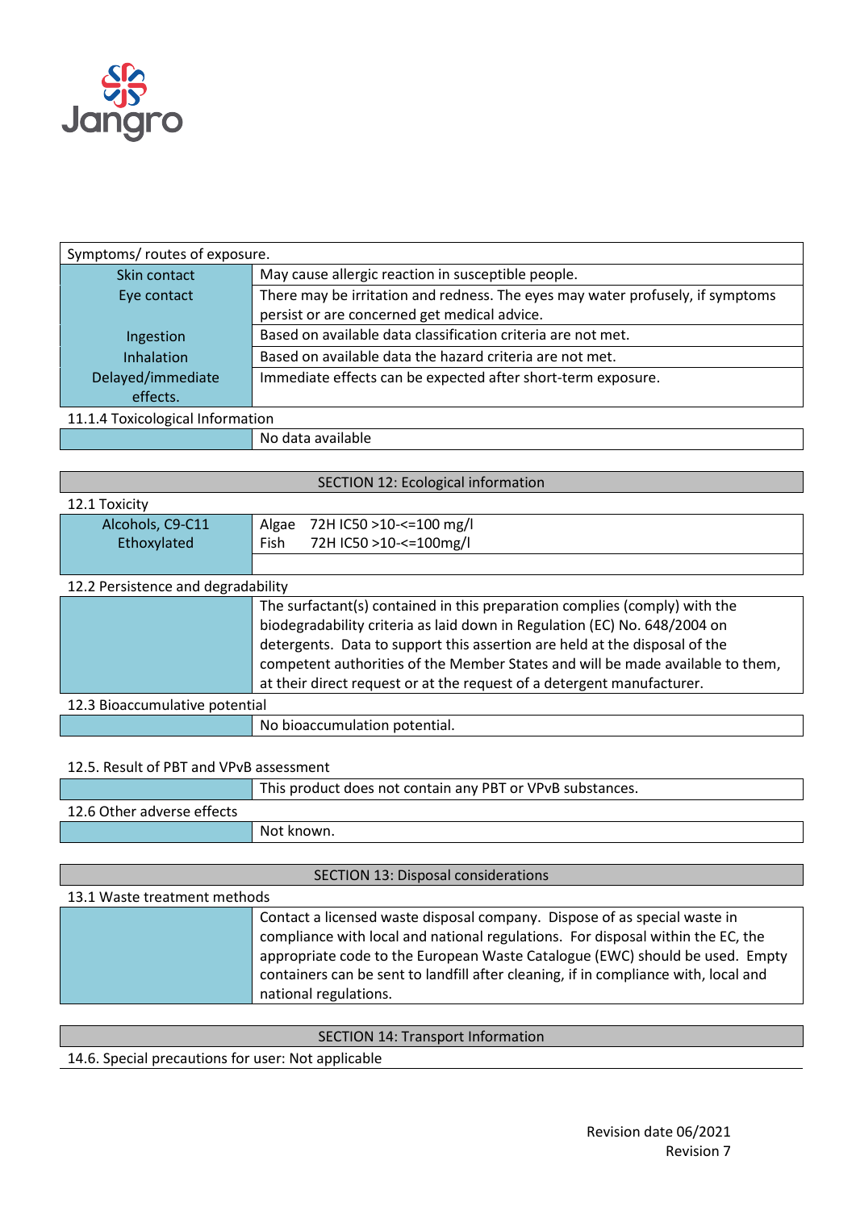| Symptoms/ routes of exposure. | |
|---|---|
| Skin contact | May cause allergic reaction in susceptible people. |
| Eye contact | There may be irritation and redness. The eyes may water profusely, if symptoms persist or are concerned get medical advice. |
| Ingestion | Based on available data classification criteria are not met. |
| Inhalation | Based on available data the hazard criteria are not met. |
| Delayed/immediate effects. | Immediate effects can be expected after short-term exposure. |

11.1.4 Toxicological Information

| | |
|---|---|
| | No data available |

## SECTION 12: Ecological information

12.1 Toxicity

| | |
|---|---|
| Alcohols, C9-C11 Ethoxylated | Algae 72H IC50 >10-<=100 mg/l<br>Fish 72H IC50 >10-<=100mg/l |
| | |

12.2 Persistence and degradability

| | |
|---|---|
| | The surfactant(s) contained in this preparation complies (comply) with the biodegradability criteria as laid down in Regulation (EC) No. 648/2004 on detergents. Data to support this assertion are held at the disposal of the competent authorities of the Member States and will be made available to them, at their direct request or at the request of a detergent manufacturer. |

12.3 Bioaccumulative potential

| | |
|---|---|
| | No bioaccumulation potential. |

12.5. Result of PBT and VPvB assessment

| | |
|---|---|
| | This product does not contain any PBT or VPvB substances. |

12.6 Other adverse effects

| | |
|---|---|
| | Not known. |

## SECTION 13: Disposal considerations

13.1 Waste treatment methods

| | |
|---|---|
| | Contact a licensed waste disposal company. Dispose of as special waste in compliance with local and national regulations. For disposal within the EC, the appropriate code to the European Waste Catalogue (EWC) should be used. Empty containers can be sent to landfill after cleaning, if in compliance with, local and national regulations. |

## SECTION 14: Transport Information

14.6. Special precautions for user: Not applicable

Revision date 06/2021
Revision 7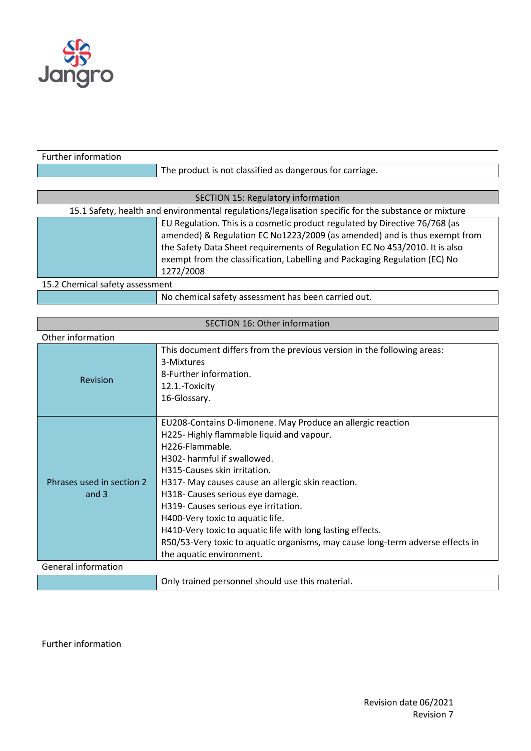Further information

| | |
|---|---|
| | The product is not classified as dangerous for carriage. |

## SECTION 15: Regulatory information

### 15.1 Safety, health and environmental regulations/legalisation specific for the substance or mixture

| | |
|---|---|
| | EU Regulation. This is a cosmetic product regulated by Directive 76/768 (as amended) & Regulation EC No1223/2009 (as amended) and is thus exempt from the Safety Data Sheet requirements of Regulation EC No 453/2010. It is also exempt from the classification, Labelling and Packaging Regulation (EC) No 1272/2008 |

### 15.2 Chemical safety assessment

| | |
|---|---|
| | No chemical safety assessment has been carried out. |

## SECTION 16: Other information

Other information

| | |
|---|---|
| Revision | This document differs from the previous version in the following areas:<br>3-Mixtures<br>8-Further information.<br>12.1.-Toxicity<br>16-Glossary. |
| Phrases used in section 2 and 3 | EU208-Contains D-limonene. May Produce an allergic reaction<br>H225- Highly flammable liquid and vapour.<br>H226-Flammable.<br>H302- harmful if swallowed.<br>H315-Causes skin irritation.<br>H317- May causes cause an allergic skin reaction.<br>H318- Causes serious eye damage.<br>H319- Causes serious eye irritation.<br>H400-Very toxic to aquatic life.<br>H410-Very toxic to aquatic life with long lasting effects.<br>R50/53-Very toxic to aquatic organisms, may cause long-term adverse effects in the aquatic environment. |

General information

| | |
|---|---|
| | Only trained personnel should use this material. |

Further information

Revision date 06/2021
Revision 7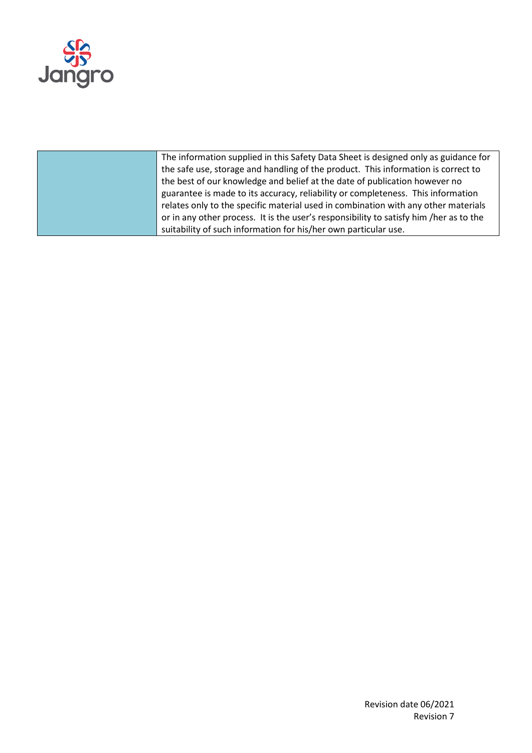| | |
|---|---|
| | The information supplied in this Safety Data Sheet is designed only as guidance for the safe use, storage and handling of the product. This information is correct to the best of our knowledge and belief at the date of publication however no guarantee is made to its accuracy, reliability or completeness. This information relates only to the specific material used in combination with any other materials or in any other process. It is the user's responsibility to satisfy him /her as to the suitability of such information for his/her own particular use. |

Revision date 06/2021
Revision 7